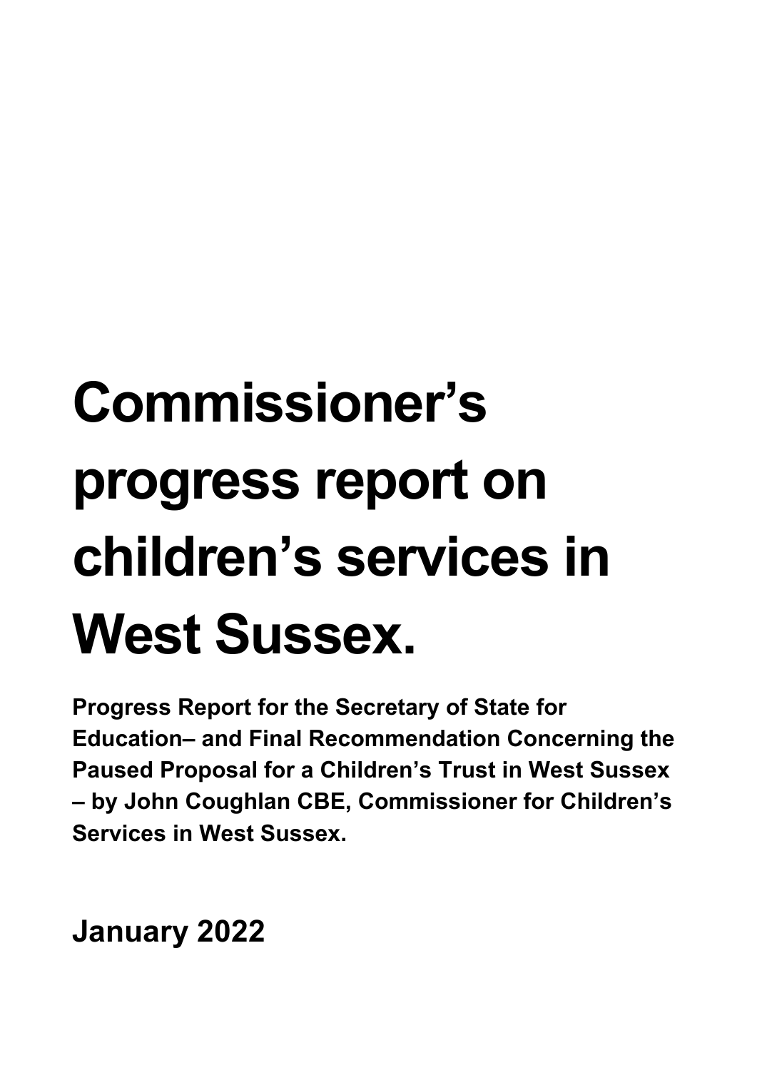# Commissioner's progress report on children's services in West Sussex.

**Progress Report for the Secretary of State for Education– and Final Recommendation Concerning the Paused Proposal for a Children's Trust in West Sussex – by John Coughlan CBE, Commissioner for Children's Services in West Sussex.**

**January 2022**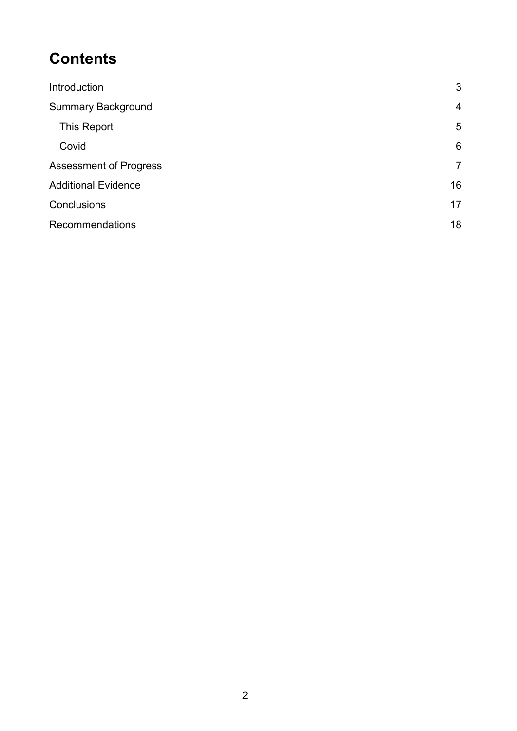# Contents

| | |
|---|---|
| Introduction | 3 |
| Summary Background | 4 |
| This Report | 5 |
| Covid | 6 |
| Assessment of Progress | 7 |
| Additional Evidence | 16 |
| Conclusions | 17 |
| Recommendations | 18 |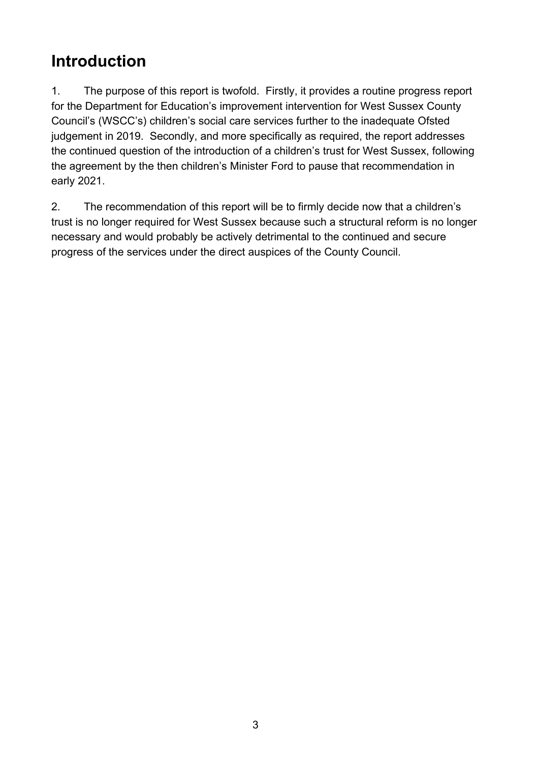## Introduction

1. The purpose of this report is twofold. Firstly, it provides a routine progress report for the Department for Education's improvement intervention for West Sussex County Council's (WSCC's) children's social care services further to the inadequate Ofsted judgement in 2019. Secondly, and more specifically as required, the report addresses the continued question of the introduction of a children's trust for West Sussex, following the agreement by the then children's Minister Ford to pause that recommendation in early 2021.

2. The recommendation of this report will be to firmly decide now that a children's trust is no longer required for West Sussex because such a structural reform is no longer necessary and would probably be actively detrimental to the continued and secure progress of the services under the direct auspices of the County Council.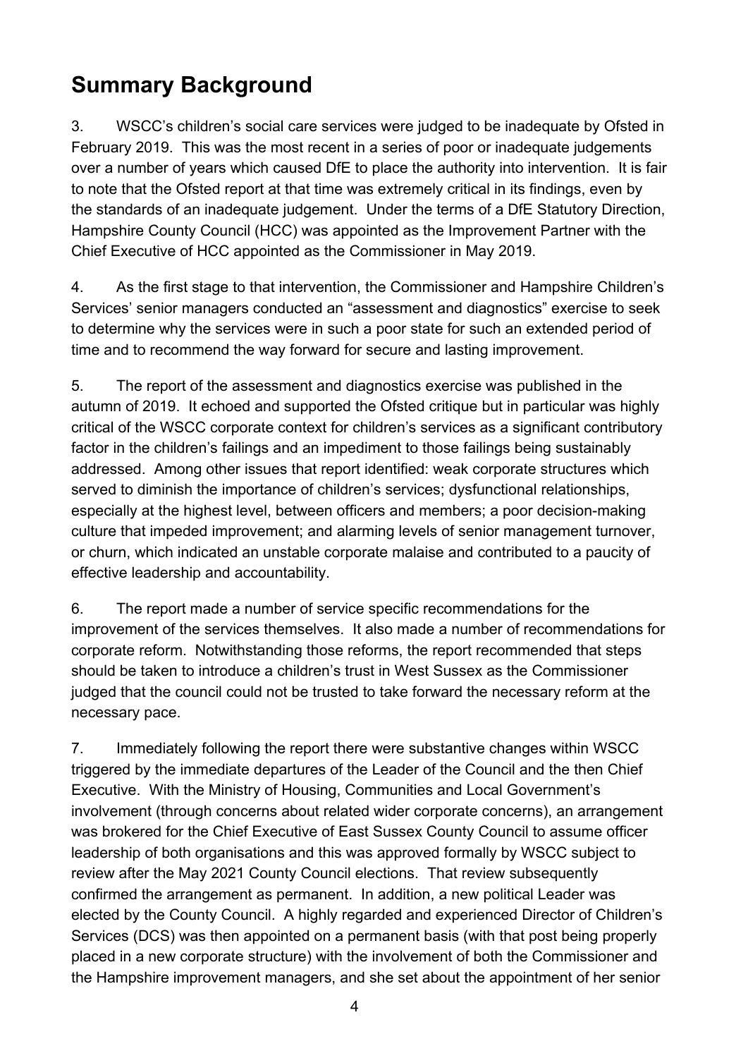## Summary Background

3. WSCC's children's social care services were judged to be inadequate by Ofsted in February 2019. This was the most recent in a series of poor or inadequate judgements over a number of years which caused DfE to place the authority into intervention. It is fair to note that the Ofsted report at that time was extremely critical in its findings, even by the standards of an inadequate judgement. Under the terms of a DfE Statutory Direction, Hampshire County Council (HCC) was appointed as the Improvement Partner with the Chief Executive of HCC appointed as the Commissioner in May 2019.

4. As the first stage to that intervention, the Commissioner and Hampshire Children's Services' senior managers conducted an "assessment and diagnostics" exercise to seek to determine why the services were in such a poor state for such an extended period of time and to recommend the way forward for secure and lasting improvement.

5. The report of the assessment and diagnostics exercise was published in the autumn of 2019. It echoed and supported the Ofsted critique but in particular was highly critical of the WSCC corporate context for children's services as a significant contributory factor in the children's failings and an impediment to those failings being sustainably addressed. Among other issues that report identified: weak corporate structures which served to diminish the importance of children's services; dysfunctional relationships, especially at the highest level, between officers and members; a poor decision-making culture that impeded improvement; and alarming levels of senior management turnover, or churn, which indicated an unstable corporate malaise and contributed to a paucity of effective leadership and accountability.

6. The report made a number of service specific recommendations for the improvement of the services themselves. It also made a number of recommendations for corporate reform. Notwithstanding those reforms, the report recommended that steps should be taken to introduce a children's trust in West Sussex as the Commissioner judged that the council could not be trusted to take forward the necessary reform at the necessary pace.

7. Immediately following the report there were substantive changes within WSCC triggered by the immediate departures of the Leader of the Council and the then Chief Executive. With the Ministry of Housing, Communities and Local Government's involvement (through concerns about related wider corporate concerns), an arrangement was brokered for the Chief Executive of East Sussex County Council to assume officer leadership of both organisations and this was approved formally by WSCC subject to review after the May 2021 County Council elections. That review subsequently confirmed the arrangement as permanent. In addition, a new political Leader was elected by the County Council. A highly regarded and experienced Director of Children's Services (DCS) was then appointed on a permanent basis (with that post being properly placed in a new corporate structure) with the involvement of both the Commissioner and the Hampshire improvement managers, and she set about the appointment of her senior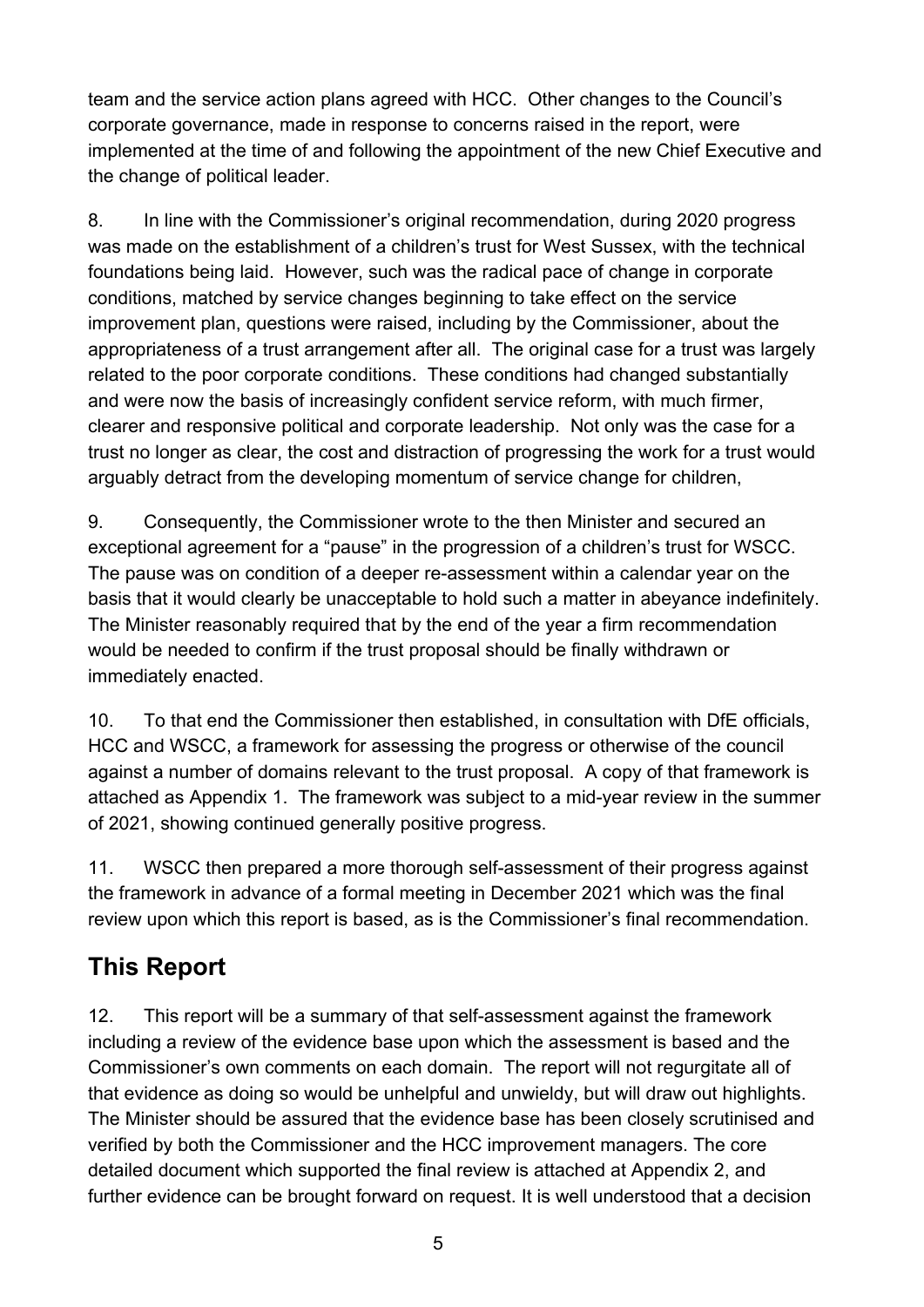team and the service action plans agreed with HCC. Other changes to the Council's corporate governance, made in response to concerns raised in the report, were implemented at the time of and following the appointment of the new Chief Executive and the change of political leader.

8. In line with the Commissioner's original recommendation, during 2020 progress was made on the establishment of a children's trust for West Sussex, with the technical foundations being laid. However, such was the radical pace of change in corporate conditions, matched by service changes beginning to take effect on the service improvement plan, questions were raised, including by the Commissioner, about the appropriateness of a trust arrangement after all. The original case for a trust was largely related to the poor corporate conditions. These conditions had changed substantially and were now the basis of increasingly confident service reform, with much firmer, clearer and responsive political and corporate leadership. Not only was the case for a trust no longer as clear, the cost and distraction of progressing the work for a trust would arguably detract from the developing momentum of service change for children,

9. Consequently, the Commissioner wrote to the then Minister and secured an exceptional agreement for a "pause" in the progression of a children's trust for WSCC. The pause was on condition of a deeper re-assessment within a calendar year on the basis that it would clearly be unacceptable to hold such a matter in abeyance indefinitely. The Minister reasonably required that by the end of the year a firm recommendation would be needed to confirm if the trust proposal should be finally withdrawn or immediately enacted.

10. To that end the Commissioner then established, in consultation with DfE officials, HCC and WSCC, a framework for assessing the progress or otherwise of the council against a number of domains relevant to the trust proposal. A copy of that framework is attached as Appendix 1. The framework was subject to a mid-year review in the summer of 2021, showing continued generally positive progress.

11. WSCC then prepared a more thorough self-assessment of their progress against the framework in advance of a formal meeting in December 2021 which was the final review upon which this report is based, as is the Commissioner's final recommendation.

## This Report

12. This report will be a summary of that self-assessment against the framework including a review of the evidence base upon which the assessment is based and the Commissioner's own comments on each domain. The report will not regurgitate all of that evidence as doing so would be unhelpful and unwieldy, but will draw out highlights. The Minister should be assured that the evidence base has been closely scrutinised and verified by both the Commissioner and the HCC improvement managers. The core detailed document which supported the final review is attached at Appendix 2, and further evidence can be brought forward on request. It is well understood that a decision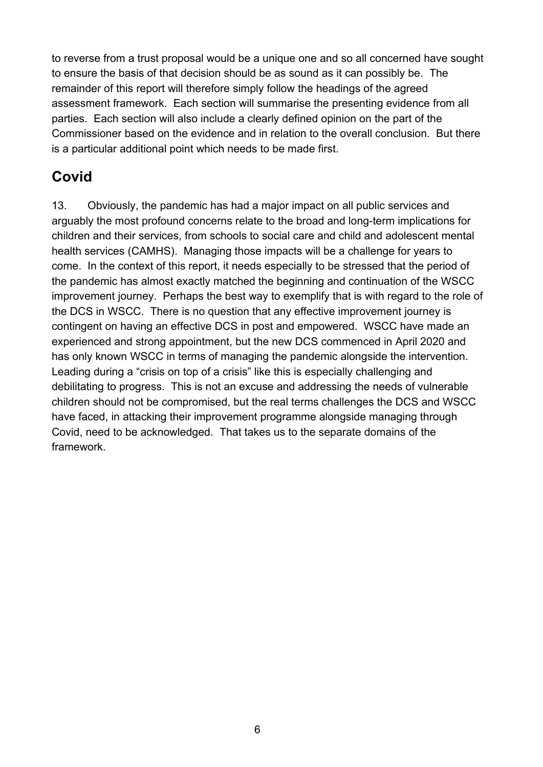to reverse from a trust proposal would be a unique one and so all concerned have sought to ensure the basis of that decision should be as sound as it can possibly be. The remainder of this report will therefore simply follow the headings of the agreed assessment framework. Each section will summarise the presenting evidence from all parties. Each section will also include a clearly defined opinion on the part of the Commissioner based on the evidence and in relation to the overall conclusion. But there is a particular additional point which needs to be made first.

## Covid

13. Obviously, the pandemic has had a major impact on all public services and arguably the most profound concerns relate to the broad and long-term implications for children and their services, from schools to social care and child and adolescent mental health services (CAMHS). Managing those impacts will be a challenge for years to come. In the context of this report, it needs especially to be stressed that the period of the pandemic has almost exactly matched the beginning and continuation of the WSCC improvement journey. Perhaps the best way to exemplify that is with regard to the role of the DCS in WSCC. There is no question that any effective improvement journey is contingent on having an effective DCS in post and empowered. WSCC have made an experienced and strong appointment, but the new DCS commenced in April 2020 and has only known WSCC in terms of managing the pandemic alongside the intervention. Leading during a "crisis on top of a crisis" like this is especially challenging and debilitating to progress. This is not an excuse and addressing the needs of vulnerable children should not be compromised, but the real terms challenges the DCS and WSCC have faced, in attacking their improvement programme alongside managing through Covid, need to be acknowledged. That takes us to the separate domains of the framework.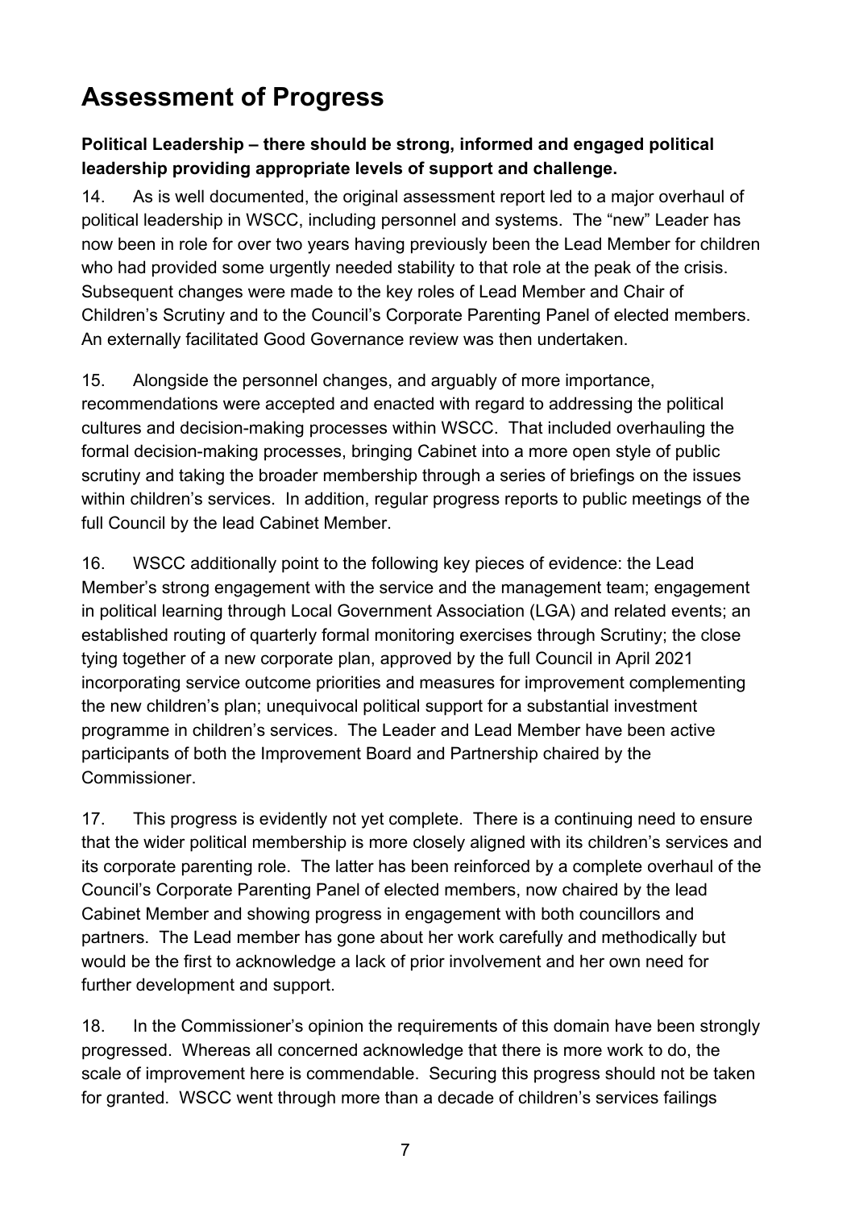# Assessment of Progress

**Political Leadership – there should be strong, informed and engaged political leadership providing appropriate levels of support and challenge.**

14. As is well documented, the original assessment report led to a major overhaul of political leadership in WSCC, including personnel and systems. The "new" Leader has now been in role for over two years having previously been the Lead Member for children who had provided some urgently needed stability to that role at the peak of the crisis. Subsequent changes were made to the key roles of Lead Member and Chair of Children's Scrutiny and to the Council's Corporate Parenting Panel of elected members. An externally facilitated Good Governance review was then undertaken.

15. Alongside the personnel changes, and arguably of more importance, recommendations were accepted and enacted with regard to addressing the political cultures and decision-making processes within WSCC. That included overhauling the formal decision-making processes, bringing Cabinet into a more open style of public scrutiny and taking the broader membership through a series of briefings on the issues within children's services. In addition, regular progress reports to public meetings of the full Council by the lead Cabinet Member.

16. WSCC additionally point to the following key pieces of evidence: the Lead Member's strong engagement with the service and the management team; engagement in political learning through Local Government Association (LGA) and related events; an established routing of quarterly formal monitoring exercises through Scrutiny; the close tying together of a new corporate plan, approved by the full Council in April 2021 incorporating service outcome priorities and measures for improvement complementing the new children's plan; unequivocal political support for a substantial investment programme in children's services. The Leader and Lead Member have been active participants of both the Improvement Board and Partnership chaired by the Commissioner.

17. This progress is evidently not yet complete. There is a continuing need to ensure that the wider political membership is more closely aligned with its children's services and its corporate parenting role. The latter has been reinforced by a complete overhaul of the Council's Corporate Parenting Panel of elected members, now chaired by the lead Cabinet Member and showing progress in engagement with both councillors and partners. The Lead member has gone about her work carefully and methodically but would be the first to acknowledge a lack of prior involvement and her own need for further development and support.

18. In the Commissioner's opinion the requirements of this domain have been strongly progressed. Whereas all concerned acknowledge that there is more work to do, the scale of improvement here is commendable. Securing this progress should not be taken for granted. WSCC went through more than a decade of children's services failings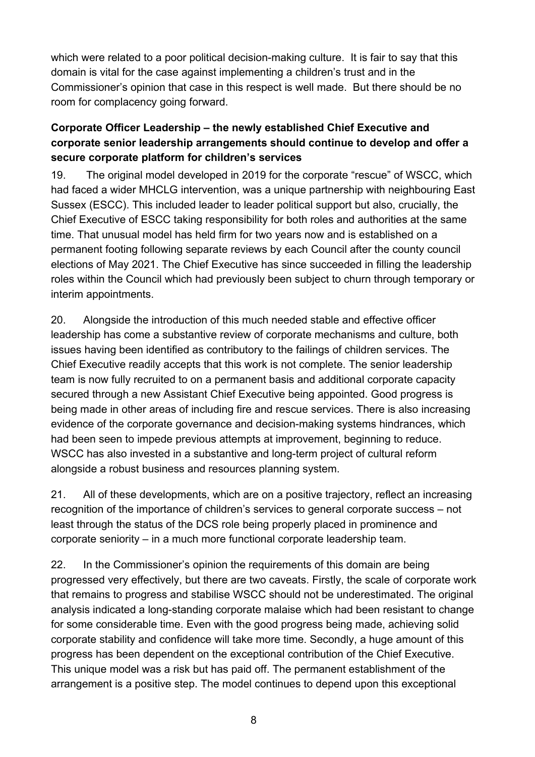which were related to a poor political decision-making culture. It is fair to say that this domain is vital for the case against implementing a children's trust and in the Commissioner's opinion that case in this respect is well made. But there should be no room for complacency going forward.

**Corporate Officer Leadership – the newly established Chief Executive and corporate senior leadership arrangements should continue to develop and offer a secure corporate platform for children's services**

19. The original model developed in 2019 for the corporate "rescue" of WSCC, which had faced a wider MHCLG intervention, was a unique partnership with neighbouring East Sussex (ESCC). This included leader to leader political support but also, crucially, the Chief Executive of ESCC taking responsibility for both roles and authorities at the same time. That unusual model has held firm for two years now and is established on a permanent footing following separate reviews by each Council after the county council elections of May 2021. The Chief Executive has since succeeded in filling the leadership roles within the Council which had previously been subject to churn through temporary or interim appointments.

20. Alongside the introduction of this much needed stable and effective officer leadership has come a substantive review of corporate mechanisms and culture, both issues having been identified as contributory to the failings of children services. The Chief Executive readily accepts that this work is not complete. The senior leadership team is now fully recruited to on a permanent basis and additional corporate capacity secured through a new Assistant Chief Executive being appointed. Good progress is being made in other areas of including fire and rescue services. There is also increasing evidence of the corporate governance and decision-making systems hindrances, which had been seen to impede previous attempts at improvement, beginning to reduce. WSCC has also invested in a substantive and long-term project of cultural reform alongside a robust business and resources planning system.

21. All of these developments, which are on a positive trajectory, reflect an increasing recognition of the importance of children's services to general corporate success – not least through the status of the DCS role being properly placed in prominence and corporate seniority – in a much more functional corporate leadership team.

22. In the Commissioner's opinion the requirements of this domain are being progressed very effectively, but there are two caveats. Firstly, the scale of corporate work that remains to progress and stabilise WSCC should not be underestimated. The original analysis indicated a long-standing corporate malaise which had been resistant to change for some considerable time. Even with the good progress being made, achieving solid corporate stability and confidence will take more time. Secondly, a huge amount of this progress has been dependent on the exceptional contribution of the Chief Executive. This unique model was a risk but has paid off. The permanent establishment of the arrangement is a positive step. The model continues to depend upon this exceptional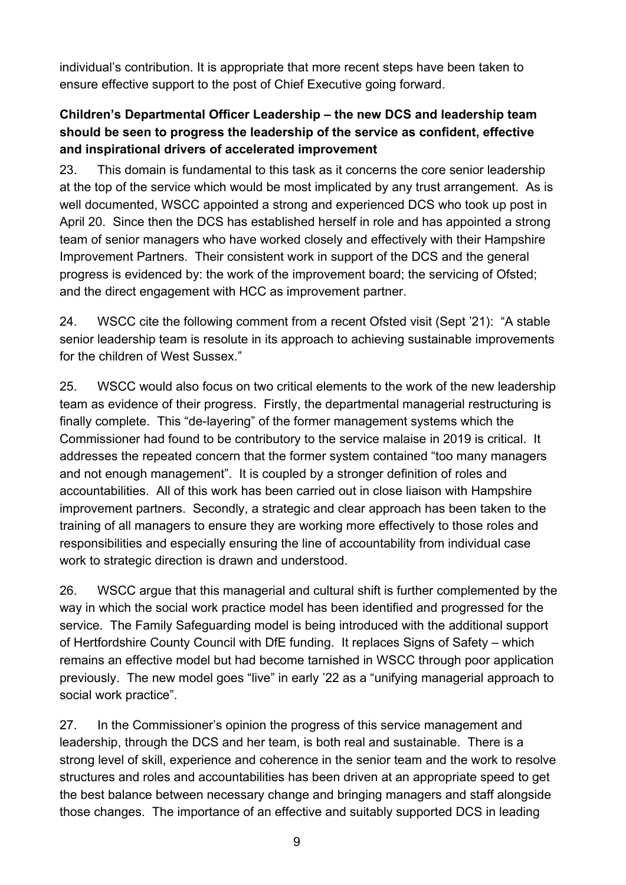individual's contribution. It is appropriate that more recent steps have been taken to ensure effective support to the post of Chief Executive going forward.

**Children's Departmental Officer Leadership – the new DCS and leadership team should be seen to progress the leadership of the service as confident, effective and inspirational drivers of accelerated improvement**

23. This domain is fundamental to this task as it concerns the core senior leadership at the top of the service which would be most implicated by any trust arrangement. As is well documented, WSCC appointed a strong and experienced DCS who took up post in April 20. Since then the DCS has established herself in role and has appointed a strong team of senior managers who have worked closely and effectively with their Hampshire Improvement Partners. Their consistent work in support of the DCS and the general progress is evidenced by: the work of the improvement board; the servicing of Ofsted; and the direct engagement with HCC as improvement partner.

24. WSCC cite the following comment from a recent Ofsted visit (Sept '21): "A stable senior leadership team is resolute in its approach to achieving sustainable improvements for the children of West Sussex."

25. WSCC would also focus on two critical elements to the work of the new leadership team as evidence of their progress. Firstly, the departmental managerial restructuring is finally complete. This "de-layering" of the former management systems which the Commissioner had found to be contributory to the service malaise in 2019 is critical. It addresses the repeated concern that the former system contained "too many managers and not enough management". It is coupled by a stronger definition of roles and accountabilities. All of this work has been carried out in close liaison with Hampshire improvement partners. Secondly, a strategic and clear approach has been taken to the training of all managers to ensure they are working more effectively to those roles and responsibilities and especially ensuring the line of accountability from individual case work to strategic direction is drawn and understood.

26. WSCC argue that this managerial and cultural shift is further complemented by the way in which the social work practice model has been identified and progressed for the service. The Family Safeguarding model is being introduced with the additional support of Hertfordshire County Council with DfE funding. It replaces Signs of Safety – which remains an effective model but had become tarnished in WSCC through poor application previously. The new model goes "live" in early '22 as a "unifying managerial approach to social work practice".

27. In the Commissioner's opinion the progress of this service management and leadership, through the DCS and her team, is both real and sustainable. There is a strong level of skill, experience and coherence in the senior team and the work to resolve structures and roles and accountabilities has been driven at an appropriate speed to get the best balance between necessary change and bringing managers and staff alongside those changes. The importance of an effective and suitably supported DCS in leading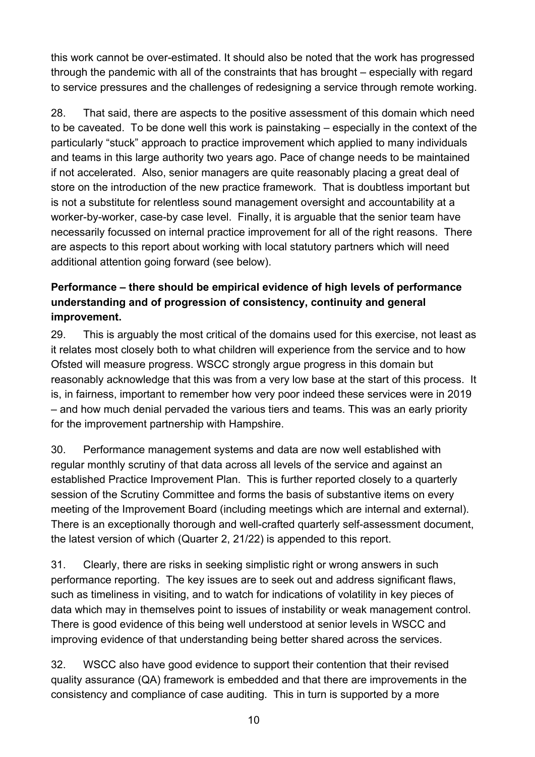this work cannot be over-estimated. It should also be noted that the work has progressed through the pandemic with all of the constraints that has brought – especially with regard to service pressures and the challenges of redesigning a service through remote working.

28. That said, there are aspects to the positive assessment of this domain which need to be caveated. To be done well this work is painstaking – especially in the context of the particularly "stuck" approach to practice improvement which applied to many individuals and teams in this large authority two years ago. Pace of change needs to be maintained if not accelerated. Also, senior managers are quite reasonably placing a great deal of store on the introduction of the new practice framework. That is doubtless important but is not a substitute for relentless sound management oversight and accountability at a worker-by-worker, case-by case level. Finally, it is arguable that the senior team have necessarily focussed on internal practice improvement for all of the right reasons. There are aspects to this report about working with local statutory partners which will need additional attention going forward (see below).

**Performance – there should be empirical evidence of high levels of performance understanding and of progression of consistency, continuity and general improvement.**

29. This is arguably the most critical of the domains used for this exercise, not least as it relates most closely both to what children will experience from the service and to how Ofsted will measure progress. WSCC strongly argue progress in this domain but reasonably acknowledge that this was from a very low base at the start of this process. It is, in fairness, important to remember how very poor indeed these services were in 2019 – and how much denial pervaded the various tiers and teams. This was an early priority for the improvement partnership with Hampshire.

30. Performance management systems and data are now well established with regular monthly scrutiny of that data across all levels of the service and against an established Practice Improvement Plan. This is further reported closely to a quarterly session of the Scrutiny Committee and forms the basis of substantive items on every meeting of the Improvement Board (including meetings which are internal and external). There is an exceptionally thorough and well-crafted quarterly self-assessment document, the latest version of which (Quarter 2, 21/22) is appended to this report.

31. Clearly, there are risks in seeking simplistic right or wrong answers in such performance reporting. The key issues are to seek out and address significant flaws, such as timeliness in visiting, and to watch for indications of volatility in key pieces of data which may in themselves point to issues of instability or weak management control. There is good evidence of this being well understood at senior levels in WSCC and improving evidence of that understanding being better shared across the services.

32. WSCC also have good evidence to support their contention that their revised quality assurance (QA) framework is embedded and that there are improvements in the consistency and compliance of case auditing. This in turn is supported by a more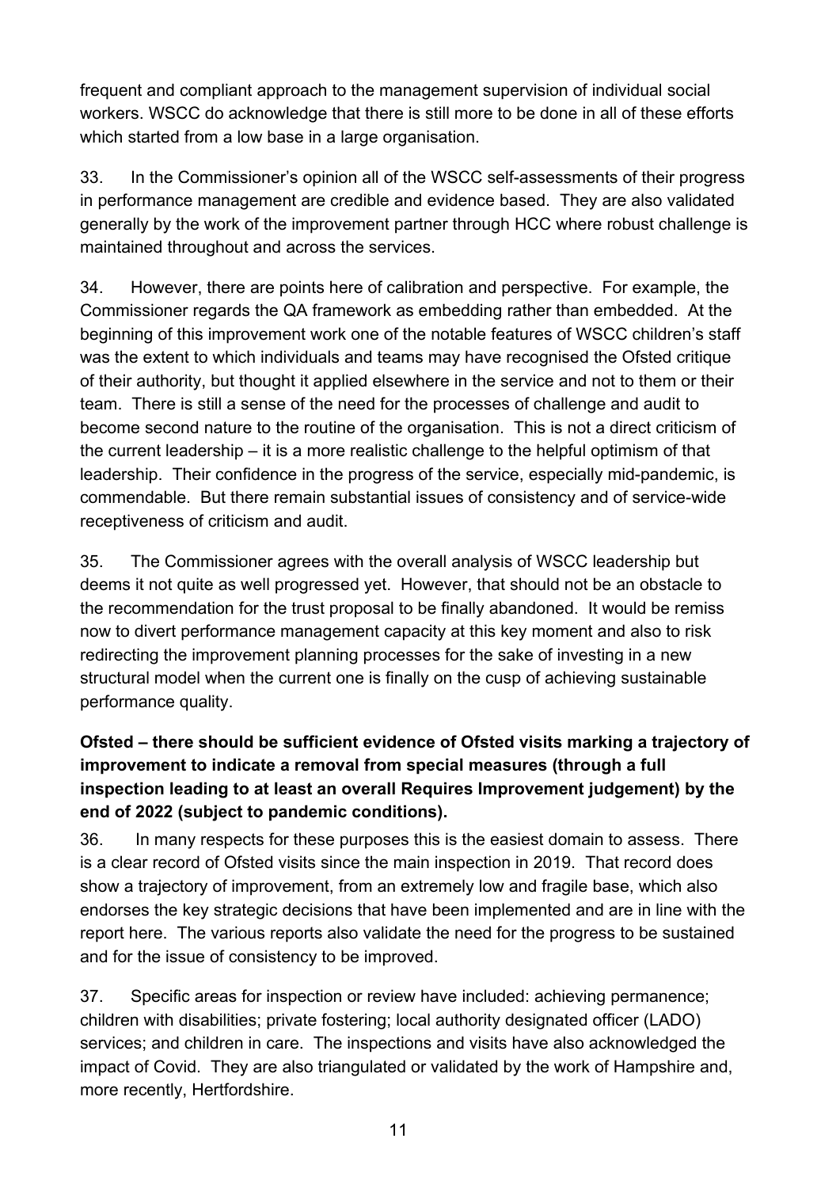frequent and compliant approach to the management supervision of individual social workers. WSCC do acknowledge that there is still more to be done in all of these efforts which started from a low base in a large organisation.

33. In the Commissioner's opinion all of the WSCC self-assessments of their progress in performance management are credible and evidence based. They are also validated generally by the work of the improvement partner through HCC where robust challenge is maintained throughout and across the services.

34. However, there are points here of calibration and perspective. For example, the Commissioner regards the QA framework as embedding rather than embedded. At the beginning of this improvement work one of the notable features of WSCC children's staff was the extent to which individuals and teams may have recognised the Ofsted critique of their authority, but thought it applied elsewhere in the service and not to them or their team. There is still a sense of the need for the processes of challenge and audit to become second nature to the routine of the organisation. This is not a direct criticism of the current leadership – it is a more realistic challenge to the helpful optimism of that leadership. Their confidence in the progress of the service, especially mid-pandemic, is commendable. But there remain substantial issues of consistency and of service-wide receptiveness of criticism and audit.

35. The Commissioner agrees with the overall analysis of WSCC leadership but deems it not quite as well progressed yet. However, that should not be an obstacle to the recommendation for the trust proposal to be finally abandoned. It would be remiss now to divert performance management capacity at this key moment and also to risk redirecting the improvement planning processes for the sake of investing in a new structural model when the current one is finally on the cusp of achieving sustainable performance quality.

**Ofsted – there should be sufficient evidence of Ofsted visits marking a trajectory of improvement to indicate a removal from special measures (through a full inspection leading to at least an overall Requires Improvement judgement) by the end of 2022 (subject to pandemic conditions).**

36. In many respects for these purposes this is the easiest domain to assess. There is a clear record of Ofsted visits since the main inspection in 2019. That record does show a trajectory of improvement, from an extremely low and fragile base, which also endorses the key strategic decisions that have been implemented and are in line with the report here. The various reports also validate the need for the progress to be sustained and for the issue of consistency to be improved.

37. Specific areas for inspection or review have included: achieving permanence; children with disabilities; private fostering; local authority designated officer (LADO) services; and children in care. The inspections and visits have also acknowledged the impact of Covid. They are also triangulated or validated by the work of Hampshire and, more recently, Hertfordshire.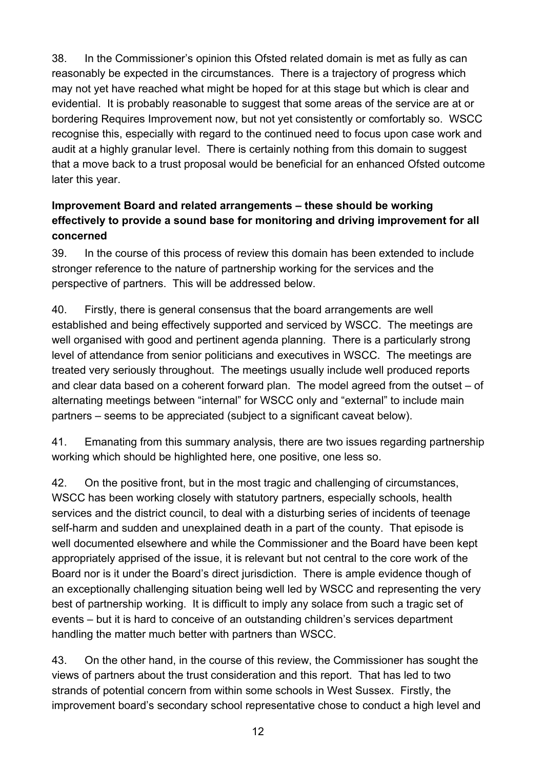38. In the Commissioner's opinion this Ofsted related domain is met as fully as can reasonably be expected in the circumstances. There is a trajectory of progress which may not yet have reached what might be hoped for at this stage but which is clear and evidential. It is probably reasonable to suggest that some areas of the service are at or bordering Requires Improvement now, but not yet consistently or comfortably so. WSCC recognise this, especially with regard to the continued need to focus upon case work and audit at a highly granular level. There is certainly nothing from this domain to suggest that a move back to a trust proposal would be beneficial for an enhanced Ofsted outcome later this year.

**Improvement Board and related arrangements – these should be working effectively to provide a sound base for monitoring and driving improvement for all concerned**

39. In the course of this process of review this domain has been extended to include stronger reference to the nature of partnership working for the services and the perspective of partners. This will be addressed below.

40. Firstly, there is general consensus that the board arrangements are well established and being effectively supported and serviced by WSCC. The meetings are well organised with good and pertinent agenda planning. There is a particularly strong level of attendance from senior politicians and executives in WSCC. The meetings are treated very seriously throughout. The meetings usually include well produced reports and clear data based on a coherent forward plan. The model agreed from the outset – of alternating meetings between "internal" for WSCC only and "external" to include main partners – seems to be appreciated (subject to a significant caveat below).

41. Emanating from this summary analysis, there are two issues regarding partnership working which should be highlighted here, one positive, one less so.

42. On the positive front, but in the most tragic and challenging of circumstances, WSCC has been working closely with statutory partners, especially schools, health services and the district council, to deal with a disturbing series of incidents of teenage self-harm and sudden and unexplained death in a part of the county. That episode is well documented elsewhere and while the Commissioner and the Board have been kept appropriately apprised of the issue, it is relevant but not central to the core work of the Board nor is it under the Board's direct jurisdiction. There is ample evidence though of an exceptionally challenging situation being well led by WSCC and representing the very best of partnership working. It is difficult to imply any solace from such a tragic set of events – but it is hard to conceive of an outstanding children's services department handling the matter much better with partners than WSCC.

43. On the other hand, in the course of this review, the Commissioner has sought the views of partners about the trust consideration and this report. That has led to two strands of potential concern from within some schools in West Sussex. Firstly, the improvement board's secondary school representative chose to conduct a high level and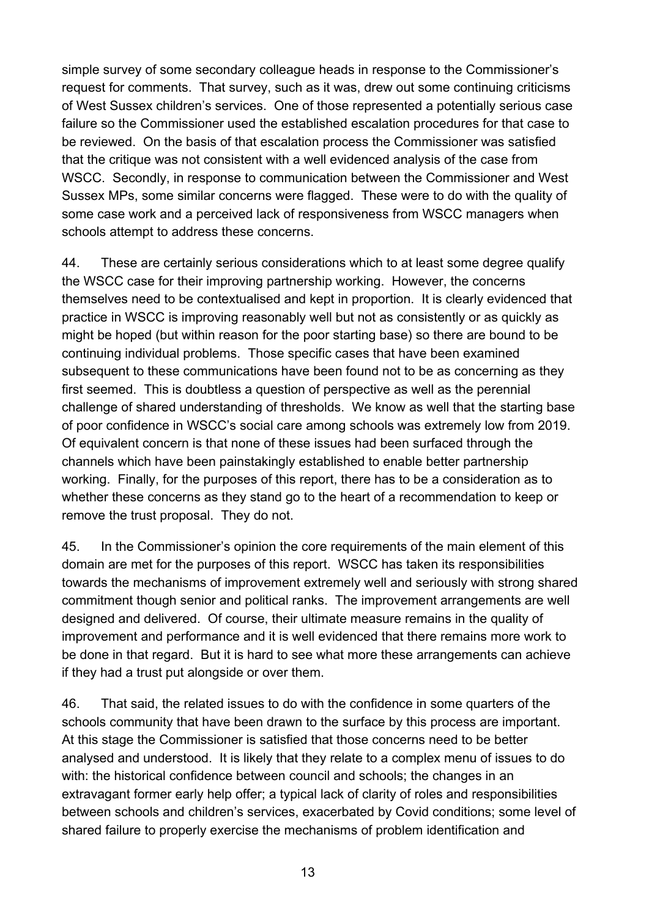simple survey of some secondary colleague heads in response to the Commissioner's request for comments. That survey, such as it was, drew out some continuing criticisms of West Sussex children's services. One of those represented a potentially serious case failure so the Commissioner used the established escalation procedures for that case to be reviewed. On the basis of that escalation process the Commissioner was satisfied that the critique was not consistent with a well evidenced analysis of the case from WSCC. Secondly, in response to communication between the Commissioner and West Sussex MPs, some similar concerns were flagged. These were to do with the quality of some case work and a perceived lack of responsiveness from WSCC managers when schools attempt to address these concerns.

44. These are certainly serious considerations which to at least some degree qualify the WSCC case for their improving partnership working. However, the concerns themselves need to be contextualised and kept in proportion. It is clearly evidenced that practice in WSCC is improving reasonably well but not as consistently or as quickly as might be hoped (but within reason for the poor starting base) so there are bound to be continuing individual problems. Those specific cases that have been examined subsequent to these communications have been found not to be as concerning as they first seemed. This is doubtless a question of perspective as well as the perennial challenge of shared understanding of thresholds. We know as well that the starting base of poor confidence in WSCC's social care among schools was extremely low from 2019. Of equivalent concern is that none of these issues had been surfaced through the channels which have been painstakingly established to enable better partnership working. Finally, for the purposes of this report, there has to be a consideration as to whether these concerns as they stand go to the heart of a recommendation to keep or remove the trust proposal. They do not.

45. In the Commissioner's opinion the core requirements of the main element of this domain are met for the purposes of this report. WSCC has taken its responsibilities towards the mechanisms of improvement extremely well and seriously with strong shared commitment though senior and political ranks. The improvement arrangements are well designed and delivered. Of course, their ultimate measure remains in the quality of improvement and performance and it is well evidenced that there remains more work to be done in that regard. But it is hard to see what more these arrangements can achieve if they had a trust put alongside or over them.

46. That said, the related issues to do with the confidence in some quarters of the schools community that have been drawn to the surface by this process are important. At this stage the Commissioner is satisfied that those concerns need to be better analysed and understood. It is likely that they relate to a complex menu of issues to do with: the historical confidence between council and schools; the changes in an extravagant former early help offer; a typical lack of clarity of roles and responsibilities between schools and children's services, exacerbated by Covid conditions; some level of shared failure to properly exercise the mechanisms of problem identification and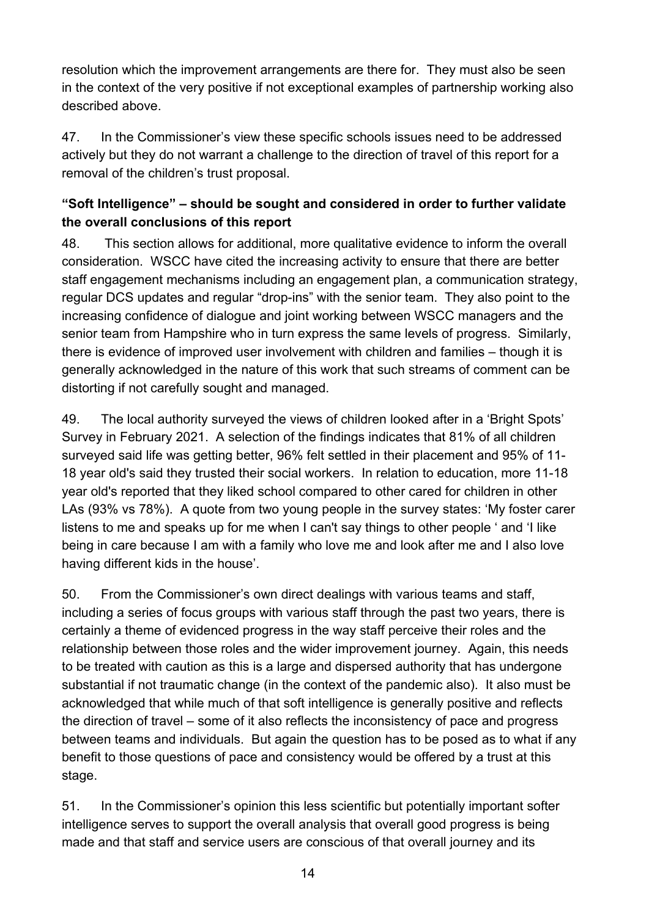resolution which the improvement arrangements are there for. They must also be seen in the context of the very positive if not exceptional examples of partnership working also described above.

47. In the Commissioner's view these specific schools issues need to be addressed actively but they do not warrant a challenge to the direction of travel of this report for a removal of the children's trust proposal.

**"Soft Intelligence" – should be sought and considered in order to further validate the overall conclusions of this report**

48. This section allows for additional, more qualitative evidence to inform the overall consideration. WSCC have cited the increasing activity to ensure that there are better staff engagement mechanisms including an engagement plan, a communication strategy, regular DCS updates and regular "drop-ins" with the senior team. They also point to the increasing confidence of dialogue and joint working between WSCC managers and the senior team from Hampshire who in turn express the same levels of progress. Similarly, there is evidence of improved user involvement with children and families – though it is generally acknowledged in the nature of this work that such streams of comment can be distorting if not carefully sought and managed.

49. The local authority surveyed the views of children looked after in a 'Bright Spots' Survey in February 2021. A selection of the findings indicates that 81% of all children surveyed said life was getting better, 96% felt settled in their placement and 95% of 11-18 year old's said they trusted their social workers. In relation to education, more 11-18 year old's reported that they liked school compared to other cared for children in other LAs (93% vs 78%). A quote from two young people in the survey states: 'My foster carer listens to me and speaks up for me when I can't say things to other people ' and 'I like being in care because I am with a family who love me and look after me and I also love having different kids in the house'.

50. From the Commissioner's own direct dealings with various teams and staff, including a series of focus groups with various staff through the past two years, there is certainly a theme of evidenced progress in the way staff perceive their roles and the relationship between those roles and the wider improvement journey. Again, this needs to be treated with caution as this is a large and dispersed authority that has undergone substantial if not traumatic change (in the context of the pandemic also). It also must be acknowledged that while much of that soft intelligence is generally positive and reflects the direction of travel – some of it also reflects the inconsistency of pace and progress between teams and individuals. But again the question has to be posed as to what if any benefit to those questions of pace and consistency would be offered by a trust at this stage.

51. In the Commissioner's opinion this less scientific but potentially important softer intelligence serves to support the overall analysis that overall good progress is being made and that staff and service users are conscious of that overall journey and its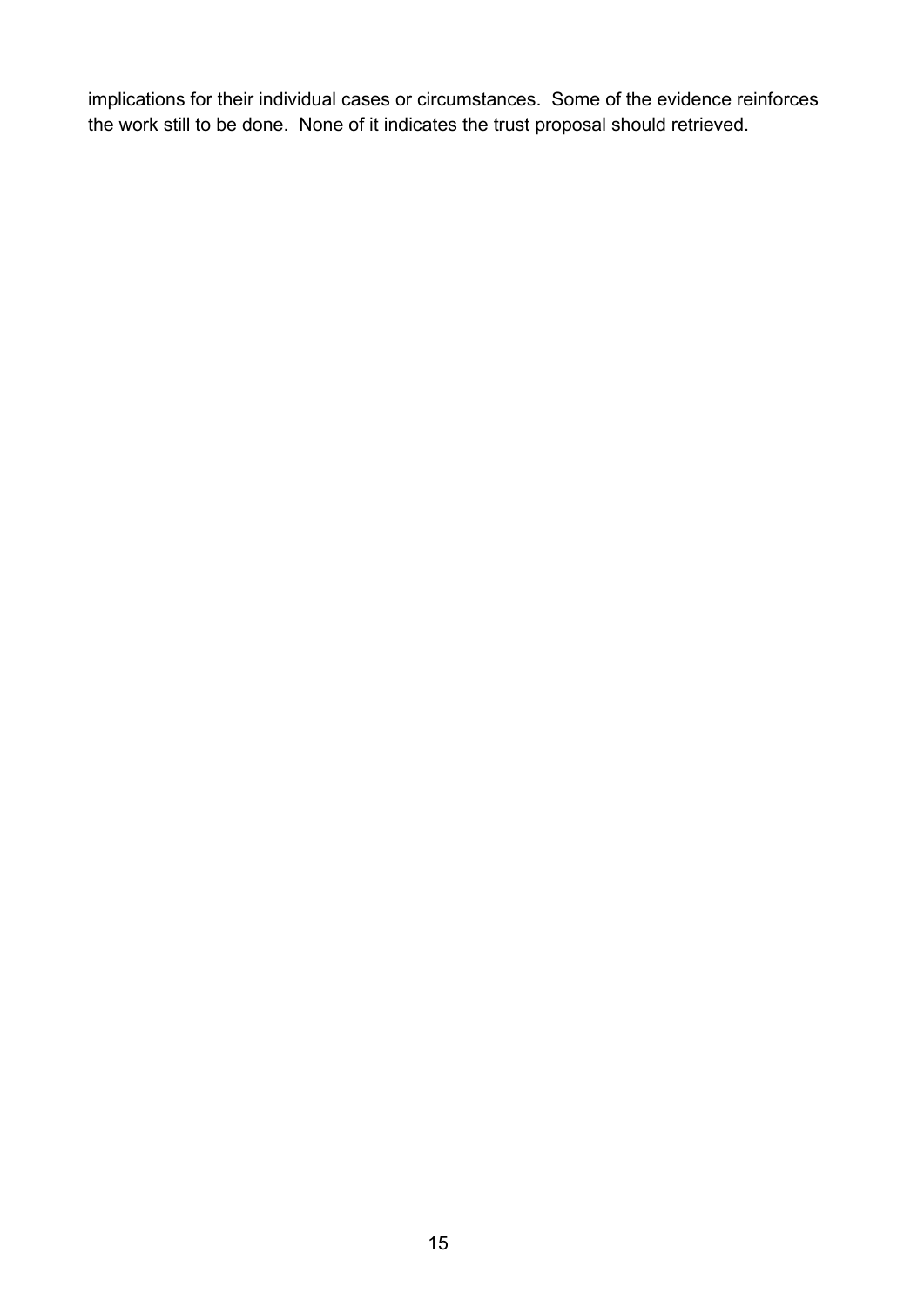implications for their individual cases or circumstances. Some of the evidence reinforces the work still to be done. None of it indicates the trust proposal should retrieved.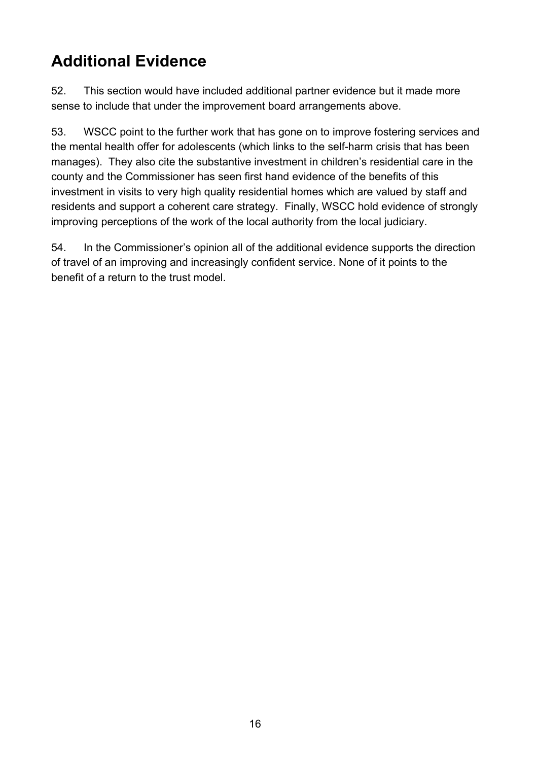## Additional Evidence

52. This section would have included additional partner evidence but it made more sense to include that under the improvement board arrangements above.

53. WSCC point to the further work that has gone on to improve fostering services and the mental health offer for adolescents (which links to the self-harm crisis that has been manages). They also cite the substantive investment in children's residential care in the county and the Commissioner has seen first hand evidence of the benefits of this investment in visits to very high quality residential homes which are valued by staff and residents and support a coherent care strategy. Finally, WSCC hold evidence of strongly improving perceptions of the work of the local authority from the local judiciary.

54. In the Commissioner's opinion all of the additional evidence supports the direction of travel of an improving and increasingly confident service. None of it points to the benefit of a return to the trust model.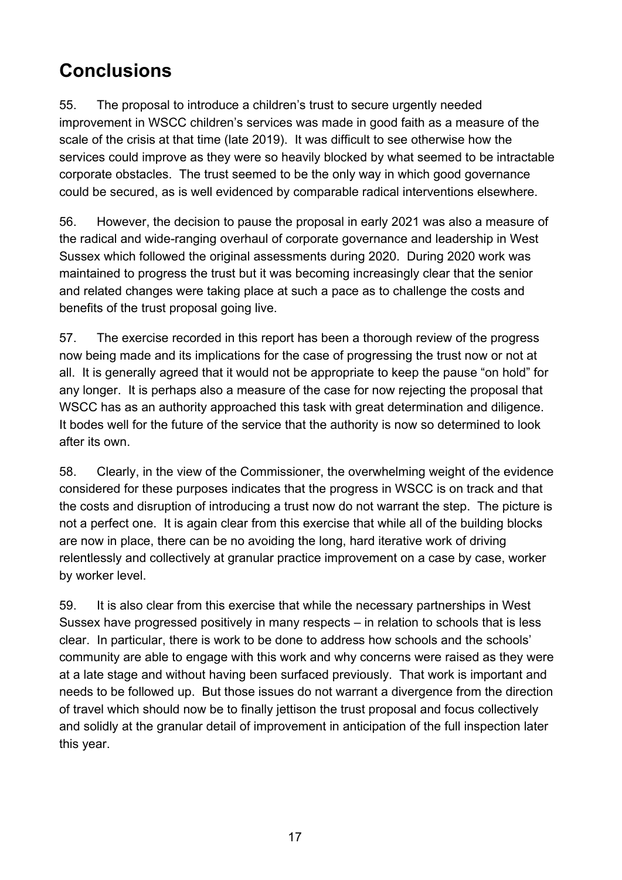# Conclusions

55. The proposal to introduce a children's trust to secure urgently needed improvement in WSCC children's services was made in good faith as a measure of the scale of the crisis at that time (late 2019). It was difficult to see otherwise how the services could improve as they were so heavily blocked by what seemed to be intractable corporate obstacles. The trust seemed to be the only way in which good governance could be secured, as is well evidenced by comparable radical interventions elsewhere.

56. However, the decision to pause the proposal in early 2021 was also a measure of the radical and wide-ranging overhaul of corporate governance and leadership in West Sussex which followed the original assessments during 2020. During 2020 work was maintained to progress the trust but it was becoming increasingly clear that the senior and related changes were taking place at such a pace as to challenge the costs and benefits of the trust proposal going live.

57. The exercise recorded in this report has been a thorough review of the progress now being made and its implications for the case of progressing the trust now or not at all. It is generally agreed that it would not be appropriate to keep the pause "on hold" for any longer. It is perhaps also a measure of the case for now rejecting the proposal that WSCC has as an authority approached this task with great determination and diligence. It bodes well for the future of the service that the authority is now so determined to look after its own.

58. Clearly, in the view of the Commissioner, the overwhelming weight of the evidence considered for these purposes indicates that the progress in WSCC is on track and that the costs and disruption of introducing a trust now do not warrant the step. The picture is not a perfect one. It is again clear from this exercise that while all of the building blocks are now in place, there can be no avoiding the long, hard iterative work of driving relentlessly and collectively at granular practice improvement on a case by case, worker by worker level.

59. It is also clear from this exercise that while the necessary partnerships in West Sussex have progressed positively in many respects – in relation to schools that is less clear. In particular, there is work to be done to address how schools and the schools' community are able to engage with this work and why concerns were raised as they were at a late stage and without having been surfaced previously. That work is important and needs to be followed up. But those issues do not warrant a divergence from the direction of travel which should now be to finally jettison the trust proposal and focus collectively and solidly at the granular detail of improvement in anticipation of the full inspection later this year.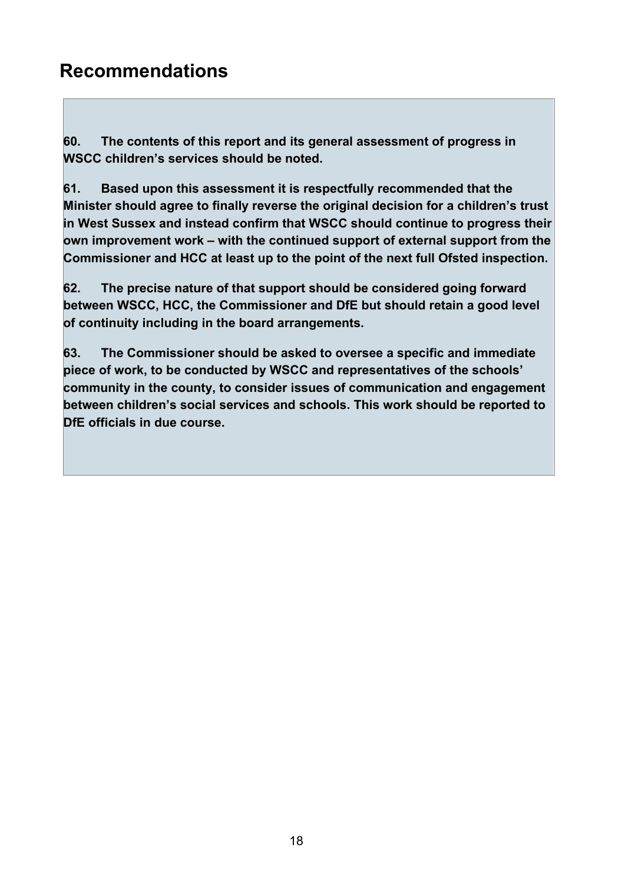## Recommendations

**60. The contents of this report and its general assessment of progress in WSCC children's services should be noted.**

**61. Based upon this assessment it is respectfully recommended that the Minister should agree to finally reverse the original decision for a children's trust in West Sussex and instead confirm that WSCC should continue to progress their own improvement work – with the continued support of external support from the Commissioner and HCC at least up to the point of the next full Ofsted inspection.**

**62. The precise nature of that support should be considered going forward between WSCC, HCC, the Commissioner and DfE but should retain a good level of continuity including in the board arrangements.**

**63. The Commissioner should be asked to oversee a specific and immediate piece of work, to be conducted by WSCC and representatives of the schools' community in the county, to consider issues of communication and engagement between children's social services and schools. This work should be reported to DfE officials in due course.**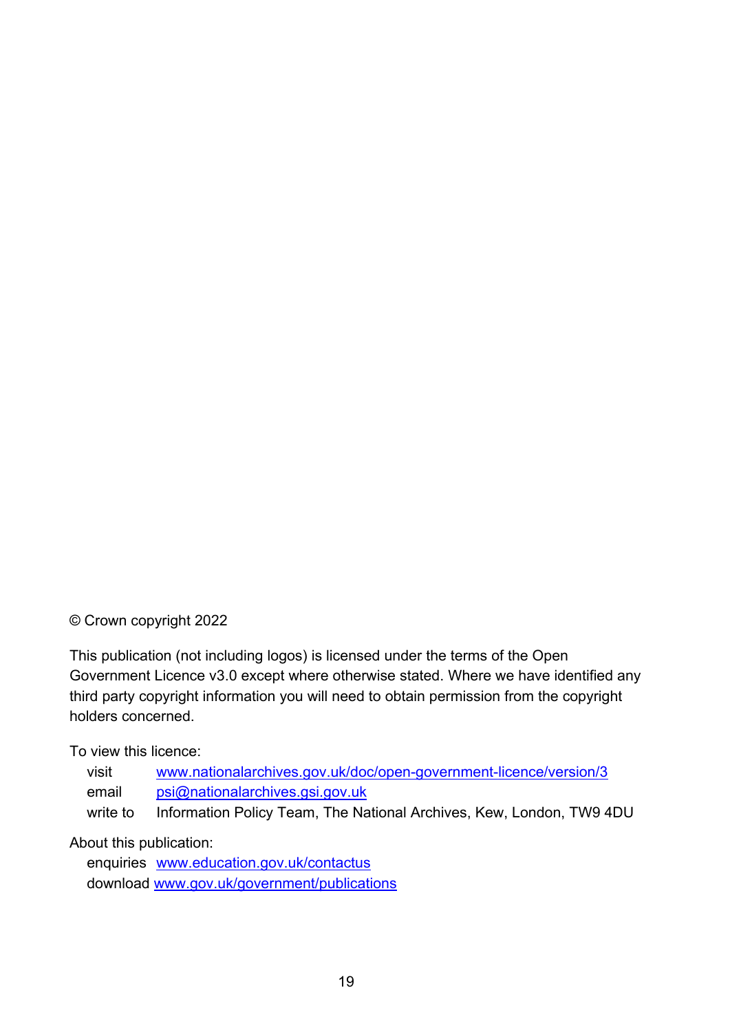© Crown copyright 2022

This publication (not including logos) is licensed under the terms of the Open Government Licence v3.0 except where otherwise stated. Where we have identified any third party copyright information you will need to obtain permission from the copyright holders concerned.

To view this licence:

visit www.nationalarchives.gov.uk/doc/open-government-licence/version/3
email psi@nationalarchives.gsi.gov.uk
write to Information Policy Team, The National Archives, Kew, London, TW9 4DU

About this publication:

enquiries www.education.gov.uk/contactus
download www.gov.uk/government/publications